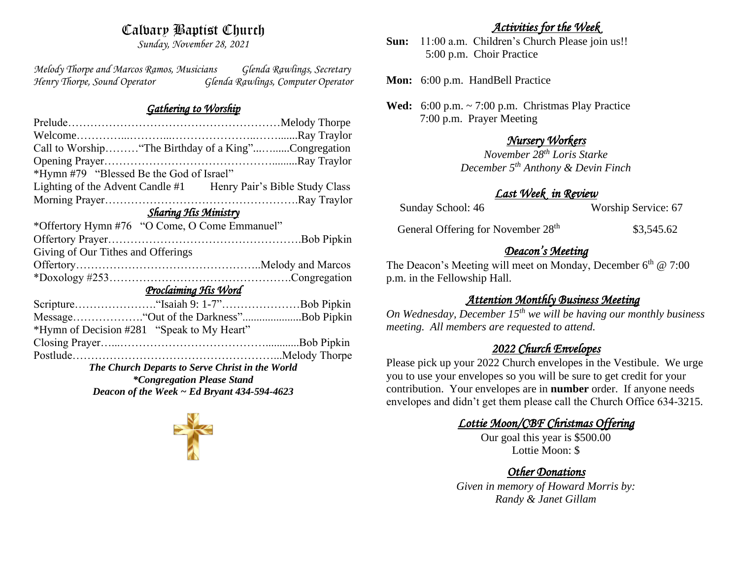# Calvary Baptist Church

*Sunday, November 28, 2021*

*Melody Thorpe and Marcos Ramos, Musicians* — *Glenda Rawlings, Secretary*
*Henry Thorpe, Sound Operator* — *Glenda Rawlings, Computer Operator*

## *Gathering to Worship*

Prelude……………………………………………………Melody Thorpe
Welcome…………...………...…………………...……......Ray Traylor
Call to Worship………"The Birthday of a King"...….......Congregation
Opening Prayer………………………………………........Ray Traylor
*Hymn #79 "Blessed Be the God of Israel"
Lighting of the Advent Candle #1 Henry Pair's Bible Study Class
Morning Prayer…………………………………………….Ray Traylor

## *Sharing His Ministry*

*Offertory Hymn #76 "O Come, O Come Emmanuel"
Offertory Prayer…………………………………………….Bob Pipkin
Giving of Our Tithes and Offerings
Offertory…………………………………………..Melody and Marcos
*Doxology #253………………………………………….Congregation

## *Proclaiming His Word*

Scripture………………….“Isaiah 9: 1-7”…………………Bob Pipkin
Message……………….“Out of the Darkness”....................Bob Pipkin
*Hymn of Decision #281 "Speak to My Heart"
Closing Prayer…..………………………………….............Bob Pipkin
Postlude………………………………………………...Melody Thorpe

***The Church Departs to Serve Christ in the World***
***\*Congregation Please Stand***
***Deacon of the Week ~ Ed Bryant 434-594-4623***

## *Activities for the Week*

**Sun:** 11:00 a.m. Children's Church Please join us!!
5:00 p.m. Choir Practice

**Mon:** 6:00 p.m. HandBell Practice

**Wed:** 6:00 p.m. ~ 7:00 p.m. Christmas Play Practice
7:00 p.m. Prayer Meeting

## *Nursery Workers*

*November 28th Loris Starke*
*December 5th Anthony & Devin Finch*

## *Last Week in Review*

| Sunday School: 46 | Worship Service: 67 |
|---|---|
| General Offering for November 28th | $3,545.62 |

## *Deacon's Meeting*

The Deacon's Meeting will meet on Monday, December 6th @ 7:00 p.m. in the Fellowship Hall.

## *Attention Monthly Business Meeting*

*On Wednesday, December 15th we will be having our monthly business meeting. All members are requested to attend.*

## *2022 Church Envelopes*

Please pick up your 2022 Church envelopes in the Vestibule. We urge you to use your envelopes so you will be sure to get credit for your contribution. Your envelopes are in **number** order. If anyone needs envelopes and didn't get them please call the Church Office 634-3215.

## *Lottie Moon/CBF Christmas Offering*

Our goal this year is $500.00
Lottie Moon: $

## *Other Donations*

*Given in memory of Howard Morris by:*
*Randy & Janet Gillam*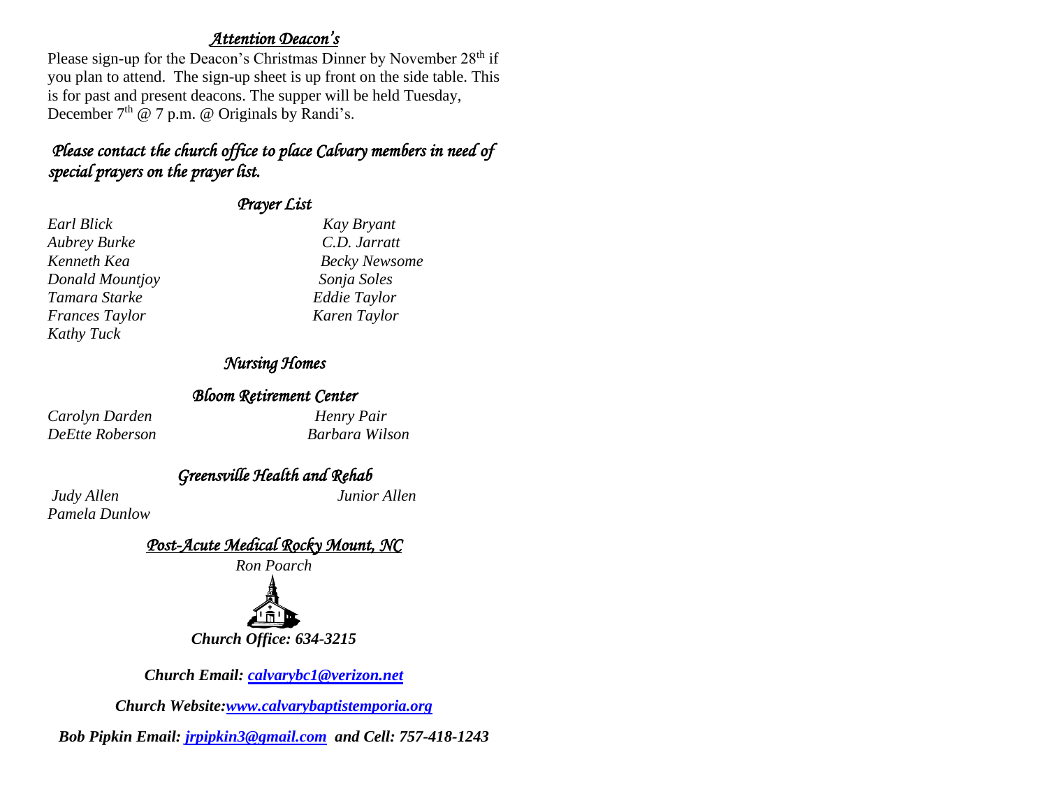### *Attention Deacon's*

Please sign-up for the Deacon's Christmas Dinner by November 28th if you plan to attend. The sign-up sheet is up front on the side table. This is for past and present deacons. The supper will be held Tuesday, December 7th @ 7 p.m. @ Originals by Randi's.

*Please contact the church office to place Calvary members in need of special prayers on the prayer list.*

### *Prayer List*

*Earl Blick*
*Kay Bryant*
*Aubrey Burke*
*C.D. Jarratt*
*Kenneth Kea*
*Becky Newsome*
*Donald Mountjoy*
*Sonja Soles*
*Tamara Starke*
*Eddie Taylor*
*Frances Taylor*
*Karen Taylor*
*Kathy Tuck*

### *Nursing Homes*

#### *Bloom Retirement Center*

*Carolyn Darden*
*Henry Pair*
*DeEtte Roberson*
*Barbara Wilson*

#### *Greensville Health and Rehab*

*Judy Allen*
*Junior Allen*
*Pamela Dunlow*

#### *Post-Acute Medical Rocky Mount, NC*

*Ron Poarch*

***Church Office: 634-3215***

***Church Email: calvarybc1@verizon.net***

***Church Website: www.calvarybaptistemporia.org***

***Bob Pipkin Email: jrpipkin3@gmail.com and Cell: 757-418-1243***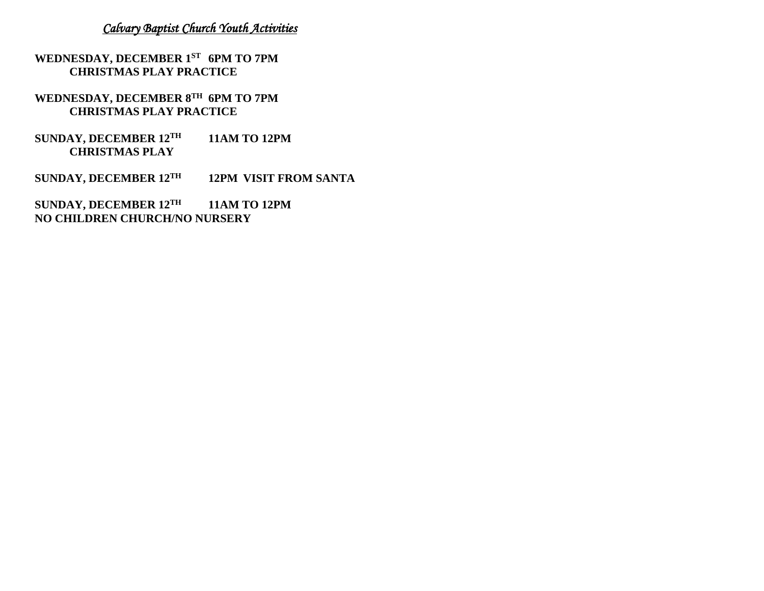*Calvary Baptist Church Youth Activities*

**WEDNESDAY, DECEMBER 1ST 6PM TO 7PM**
**CHRISTMAS PLAY PRACTICE**

**WEDNESDAY, DECEMBER 8TH 6PM TO 7PM**
**CHRISTMAS PLAY PRACTICE**

**SUNDAY, DECEMBER 12TH 11AM TO 12PM**
**CHRISTMAS PLAY**

**SUNDAY, DECEMBER 12TH 12PM VISIT FROM SANTA**

**SUNDAY, DECEMBER 12TH 11AM TO 12PM**
**NO CHILDREN CHURCH/NO NURSERY**